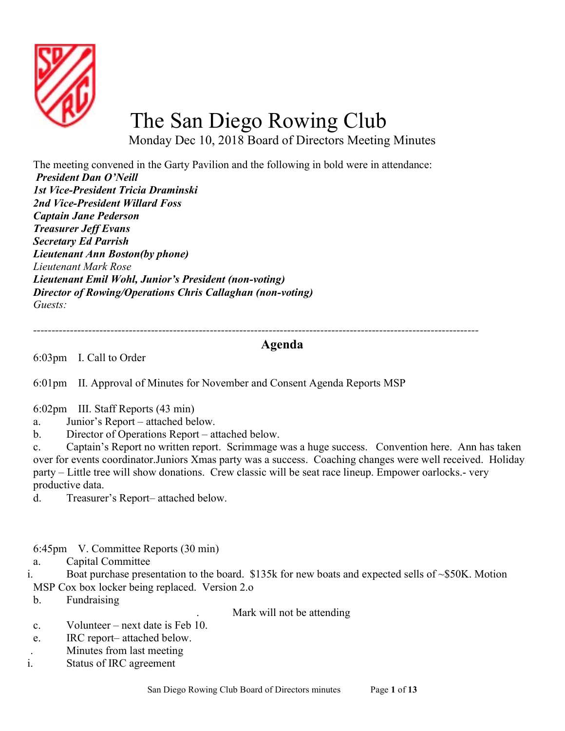# The San Diego Rowing Club

Monday Dec 10, 2018 Board of Directors Meeting Minutes

The meeting convened in the Garty Pavilion and the following in bold were in attendance:

***President Dan O'Neill***
***1st Vice-President Tricia Draminski***
***2nd Vice-President Willard Foss***
***Captain Jane Pederson***
***Treasurer Jeff Evans***
***Secretary Ed Parrish***
***Lieutenant Ann Boston(by phone)***
*Lieutenant Mark Rose*
***Lieutenant Emil Wohl, Junior's President (non-voting)***
***Director of Rowing/Operations Chris Callaghan (non-voting)***
*Guests:*

---

## Agenda

6:03pm I. Call to Order

6:01pm II. Approval of Minutes for November and Consent Agenda Reports MSP

6:02pm III. Staff Reports (43 min)

a. Junior's Report – attached below.

b. Director of Operations Report – attached below.

c. Captain's Report no written report. Scrimmage was a huge success. Convention here. Ann has taken over for events coordinator.Juniors Xmas party was a success. Coaching changes were well received. Holiday party – Little tree will show donations. Crew classic will be seat race lineup. Empower oarlocks.- very productive data.

d. Treasurer's Report– attached below.

6:45pm V. Committee Reports (30 min)

a. Capital Committee

i. Boat purchase presentation to the board. $135k for new boats and expected sells of ~$50K. Motion MSP Cox box locker being replaced. Version 2.o

b. Fundraising

. Mark will not be attending

c. Volunteer – next date is Feb 10.

e. IRC report– attached below.

. Minutes from last meeting

i. Status of IRC agreement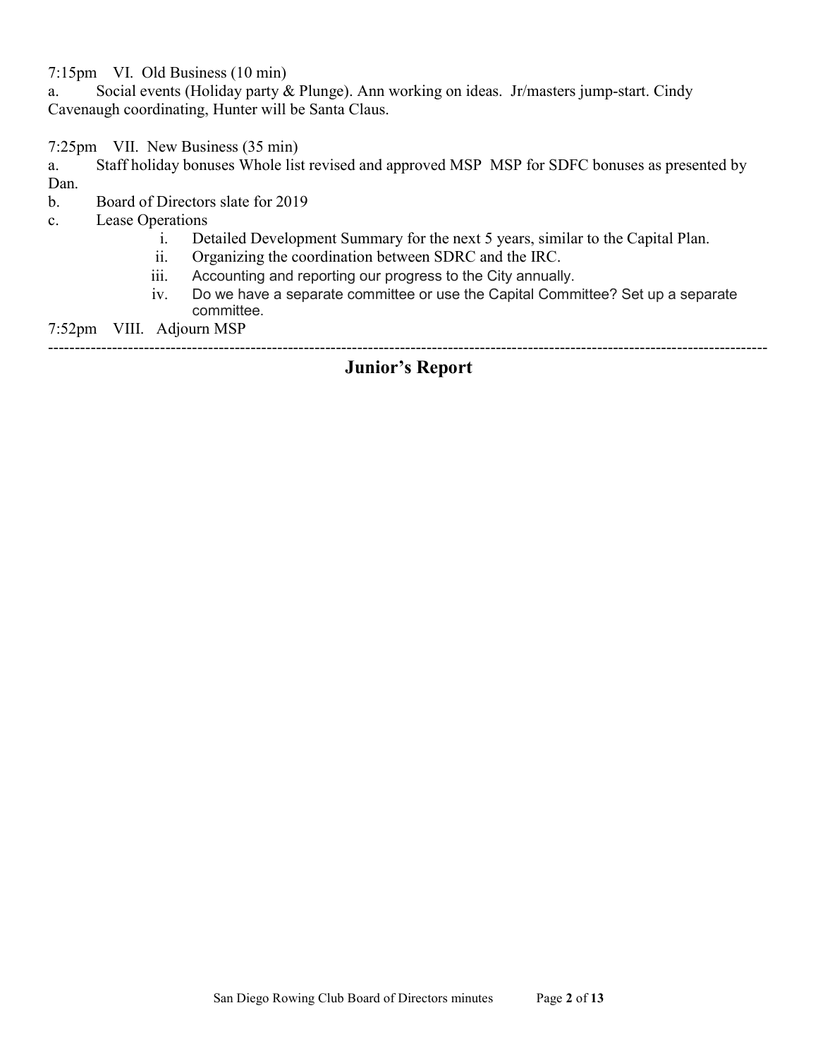7:15pm VI. Old Business (10 min)

a. Social events (Holiday party & Plunge). Ann working on ideas. Jr/masters jump-start. Cindy Cavenaugh coordinating, Hunter will be Santa Claus.

7:25pm VII. New Business (35 min)

a. Staff holiday bonuses Whole list revised and approved MSP MSP for SDFC bonuses as presented by Dan.

b. Board of Directors slate for 2019

c. Lease Operations

   i. Detailed Development Summary for the next 5 years, similar to the Capital Plan.
   ii. Organizing the coordination between SDRC and the IRC.
   iii. Accounting and reporting our progress to the City annually.
   iv. Do we have a separate committee or use the Capital Committee? Set up a separate committee.

7:52pm VIII. Adjourn MSP

---

## Junior's Report